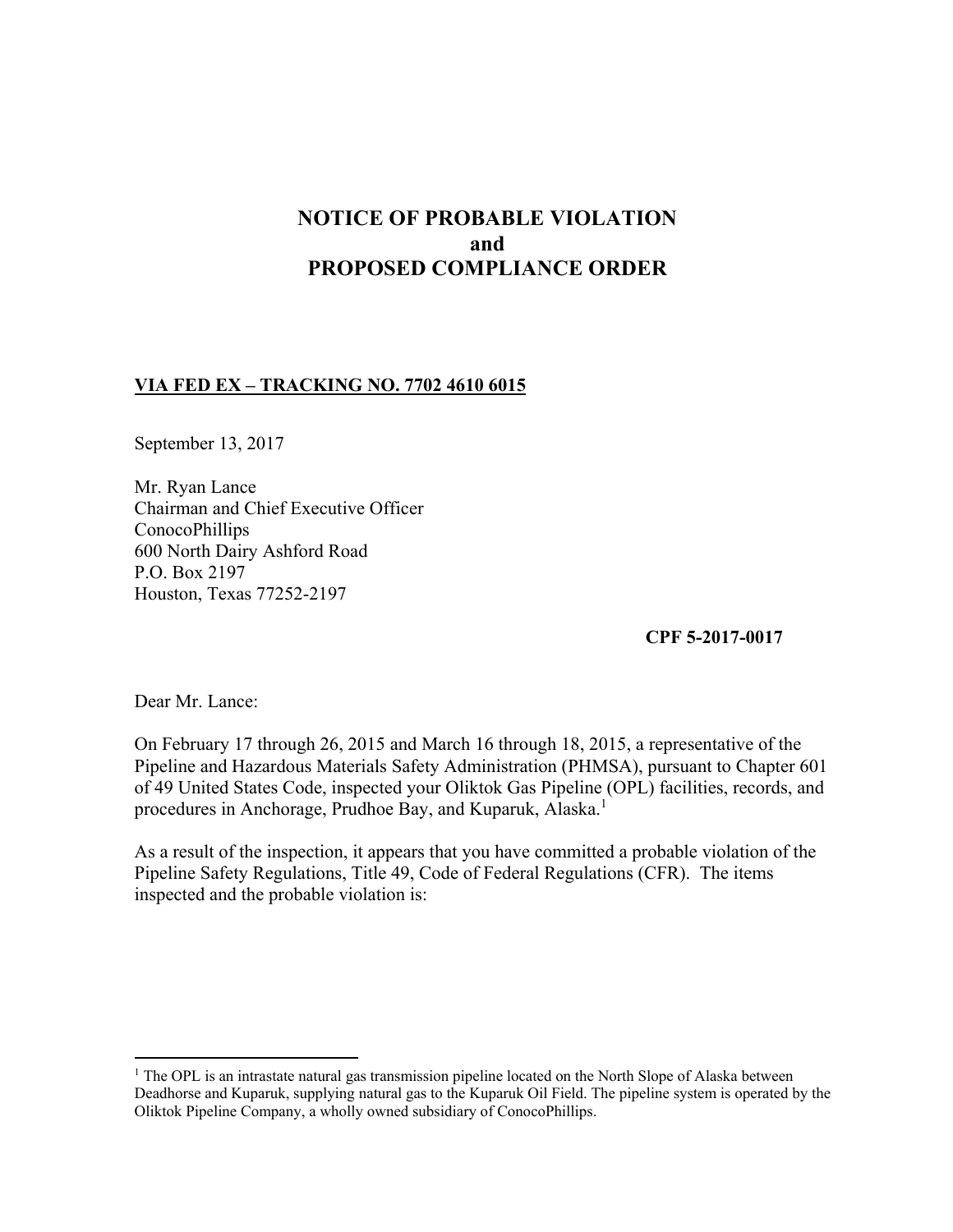# NOTICE OF PROBABLE VIOLATION
# and
# PROPOSED COMPLIANCE ORDER

**VIA FED EX – TRACKING NO. 7702 4610 6015**

September 13, 2017

Mr. Ryan Lance
Chairman and Chief Executive Officer
ConocoPhillips
600 North Dairy Ashford Road
P.O. Box 2197
Houston, Texas 77252-2197

**CPF 5-2017-0017**

Dear Mr. Lance:

On February 17 through 26, 2015 and March 16 through 18, 2015, a representative of the Pipeline and Hazardous Materials Safety Administration (PHMSA), pursuant to Chapter 601 of 49 United States Code, inspected your Oliktok Gas Pipeline (OPL) facilities, records, and procedures in Anchorage, Prudhoe Bay, and Kuparuk, Alaska.[1]

As a result of the inspection, it appears that you have committed a probable violation of the Pipeline Safety Regulations, Title 49, Code of Federal Regulations (CFR). The items inspected and the probable violation is:

---

[1] The OPL is an intrastate natural gas transmission pipeline located on the North Slope of Alaska between Deadhorse and Kuparuk, supplying natural gas to the Kuparuk Oil Field. The pipeline system is operated by the Oliktok Pipeline Company, a wholly owned subsidiary of ConocoPhillips.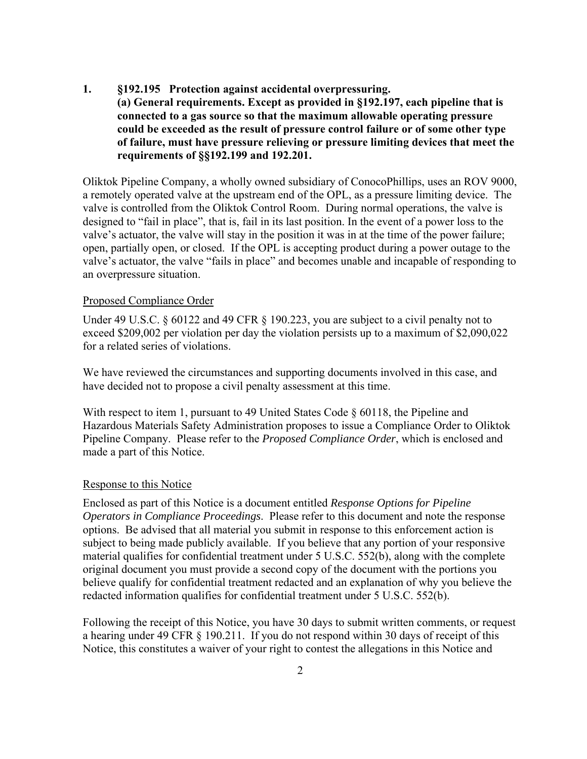**1. §192.195 Protection against accidental overpressuring.**
**(a) General requirements. Except as provided in §192.197, each pipeline that is connected to a gas source so that the maximum allowable operating pressure could be exceeded as the result of pressure control failure or of some other type of failure, must have pressure relieving or pressure limiting devices that meet the requirements of §§192.199 and 192.201.**

Oliktok Pipeline Company, a wholly owned subsidiary of ConocoPhillips, uses an ROV 9000, a remotely operated valve at the upstream end of the OPL, as a pressure limiting device. The valve is controlled from the Oliktok Control Room. During normal operations, the valve is designed to "fail in place", that is, fail in its last position. In the event of a power loss to the valve's actuator, the valve will stay in the position it was in at the time of the power failure; open, partially open, or closed. If the OPL is accepting product during a power outage to the valve's actuator, the valve "fails in place" and becomes unable and incapable of responding to an overpressure situation.

Proposed Compliance Order

Under 49 U.S.C. § 60122 and 49 CFR § 190.223, you are subject to a civil penalty not to exceed $209,002 per violation per day the violation persists up to a maximum of $2,090,022 for a related series of violations.

We have reviewed the circumstances and supporting documents involved in this case, and have decided not to propose a civil penalty assessment at this time.

With respect to item 1, pursuant to 49 United States Code § 60118, the Pipeline and Hazardous Materials Safety Administration proposes to issue a Compliance Order to Oliktok Pipeline Company. Please refer to the *Proposed Compliance Order*, which is enclosed and made a part of this Notice.

Response to this Notice

Enclosed as part of this Notice is a document entitled *Response Options for Pipeline Operators in Compliance Proceedings*. Please refer to this document and note the response options. Be advised that all material you submit in response to this enforcement action is subject to being made publicly available. If you believe that any portion of your responsive material qualifies for confidential treatment under 5 U.S.C. 552(b), along with the complete original document you must provide a second copy of the document with the portions you believe qualify for confidential treatment redacted and an explanation of why you believe the redacted information qualifies for confidential treatment under 5 U.S.C. 552(b).

Following the receipt of this Notice, you have 30 days to submit written comments, or request a hearing under 49 CFR § 190.211. If you do not respond within 30 days of receipt of this Notice, this constitutes a waiver of your right to contest the allegations in this Notice and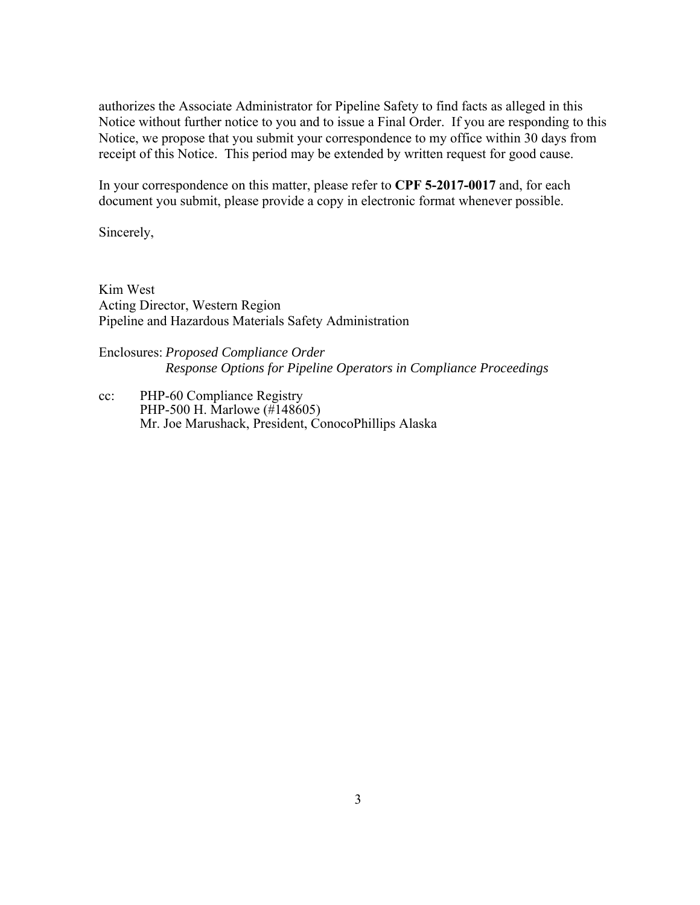authorizes the Associate Administrator for Pipeline Safety to find facts as alleged in this Notice without further notice to you and to issue a Final Order. If you are responding to this Notice, we propose that you submit your correspondence to my office within 30 days from receipt of this Notice. This period may be extended by written request for good cause.

In your correspondence on this matter, please refer to **CPF 5-2017-0017** and, for each document you submit, please provide a copy in electronic format whenever possible.

Sincerely,

Kim West
Acting Director, Western Region
Pipeline and Hazardous Materials Safety Administration

Enclosures: *Proposed Compliance Order*
*Response Options for Pipeline Operators in Compliance Proceedings*

cc: PHP-60 Compliance Registry
PHP-500 H. Marlowe (#148605)
Mr. Joe Marushack, President, ConocoPhillips Alaska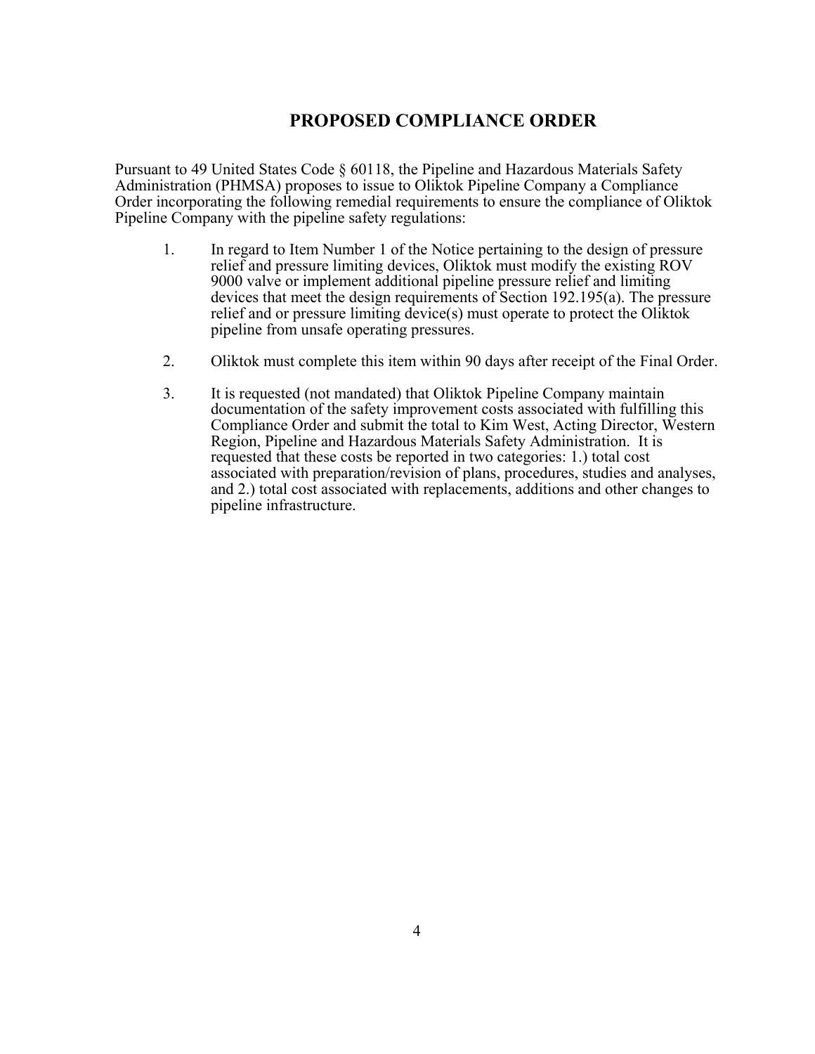## PROPOSED COMPLIANCE ORDER

Pursuant to 49 United States Code § 60118, the Pipeline and Hazardous Materials Safety Administration (PHMSA) proposes to issue to Oliktok Pipeline Company a Compliance Order incorporating the following remedial requirements to ensure the compliance of Oliktok Pipeline Company with the pipeline safety regulations:

1. In regard to Item Number 1 of the Notice pertaining to the design of pressure relief and pressure limiting devices, Oliktok must modify the existing ROV 9000 valve or implement additional pipeline pressure relief and limiting devices that meet the design requirements of Section 192.195(a). The pressure relief and or pressure limiting device(s) must operate to protect the Oliktok pipeline from unsafe operating pressures.

2. Oliktok must complete this item within 90 days after receipt of the Final Order.

3. It is requested (not mandated) that Oliktok Pipeline Company maintain documentation of the safety improvement costs associated with fulfilling this Compliance Order and submit the total to Kim West, Acting Director, Western Region, Pipeline and Hazardous Materials Safety Administration. It is requested that these costs be reported in two categories: 1.) total cost associated with preparation/revision of plans, procedures, studies and analyses, and 2.) total cost associated with replacements, additions and other changes to pipeline infrastructure.